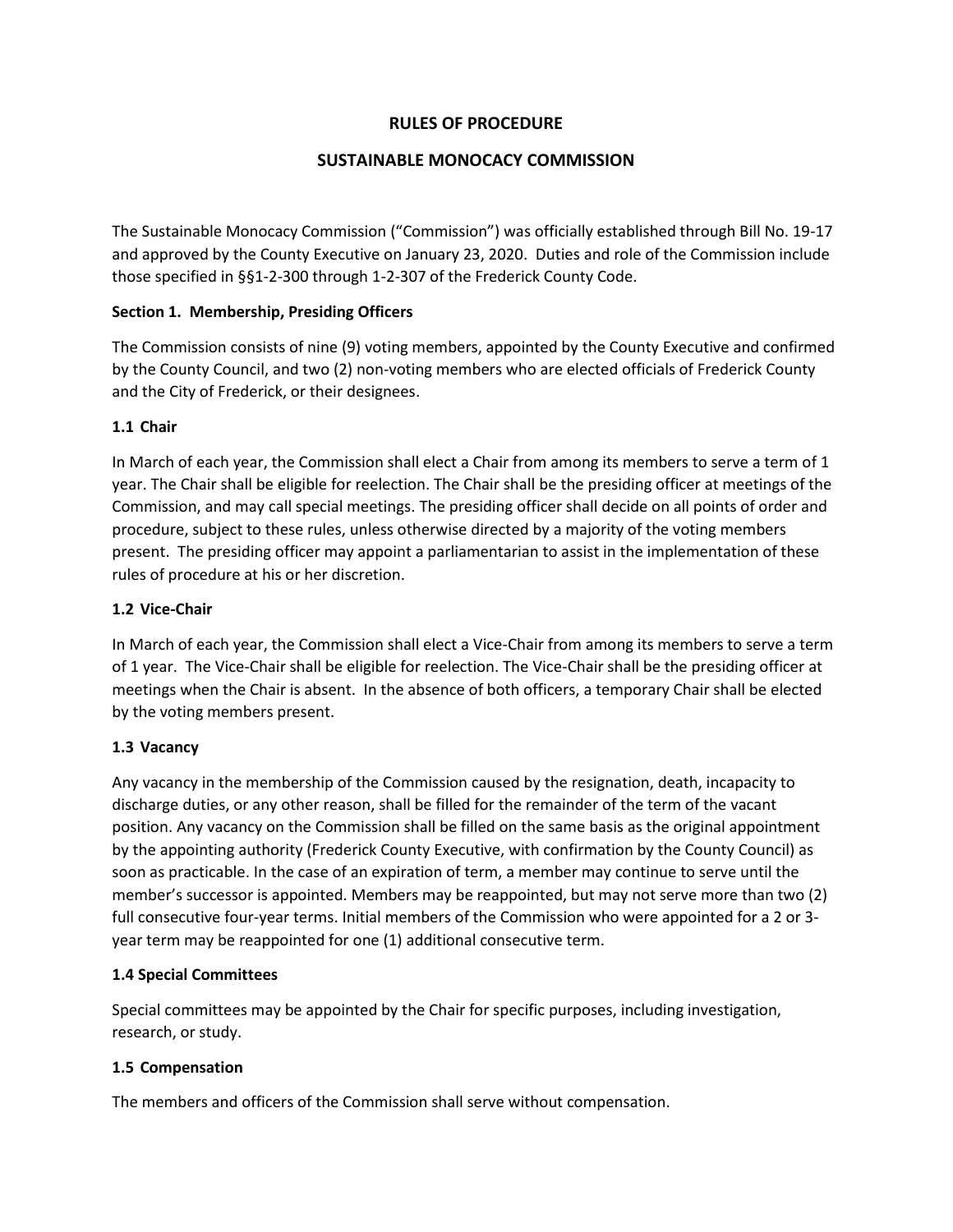# RULES OF PROCEDURE

# SUSTAINABLE MONOCACY COMMISSION

The Sustainable Monocacy Commission ("Commission") was officially established through Bill No. 19-17 and approved by the County Executive on January 23, 2020. Duties and role of the Commission include those specified in §§1-2-300 through 1-2-307 of the Frederick County Code.

## Section 1. Membership, Presiding Officers

The Commission consists of nine (9) voting members, appointed by the County Executive and confirmed by the County Council, and two (2) non-voting members who are elected officials of Frederick County and the City of Frederick, or their designees.

### 1.1 Chair

In March of each year, the Commission shall elect a Chair from among its members to serve a term of 1 year. The Chair shall be eligible for reelection. The Chair shall be the presiding officer at meetings of the Commission, and may call special meetings. The presiding officer shall decide on all points of order and procedure, subject to these rules, unless otherwise directed by a majority of the voting members present. The presiding officer may appoint a parliamentarian to assist in the implementation of these rules of procedure at his or her discretion.

### 1.2 Vice-Chair

In March of each year, the Commission shall elect a Vice-Chair from among its members to serve a term of 1 year. The Vice-Chair shall be eligible for reelection. The Vice-Chair shall be the presiding officer at meetings when the Chair is absent. In the absence of both officers, a temporary Chair shall be elected by the voting members present.

### 1.3 Vacancy

Any vacancy in the membership of the Commission caused by the resignation, death, incapacity to discharge duties, or any other reason, shall be filled for the remainder of the term of the vacant position. Any vacancy on the Commission shall be filled on the same basis as the original appointment by the appointing authority (Frederick County Executive, with confirmation by the County Council) as soon as practicable. In the case of an expiration of term, a member may continue to serve until the member's successor is appointed. Members may be reappointed, but may not serve more than two (2) full consecutive four-year terms. Initial members of the Commission who were appointed for a 2 or 3-year term may be reappointed for one (1) additional consecutive term.

### 1.4 Special Committees

Special committees may be appointed by the Chair for specific purposes, including investigation, research, or study.

### 1.5 Compensation

The members and officers of the Commission shall serve without compensation.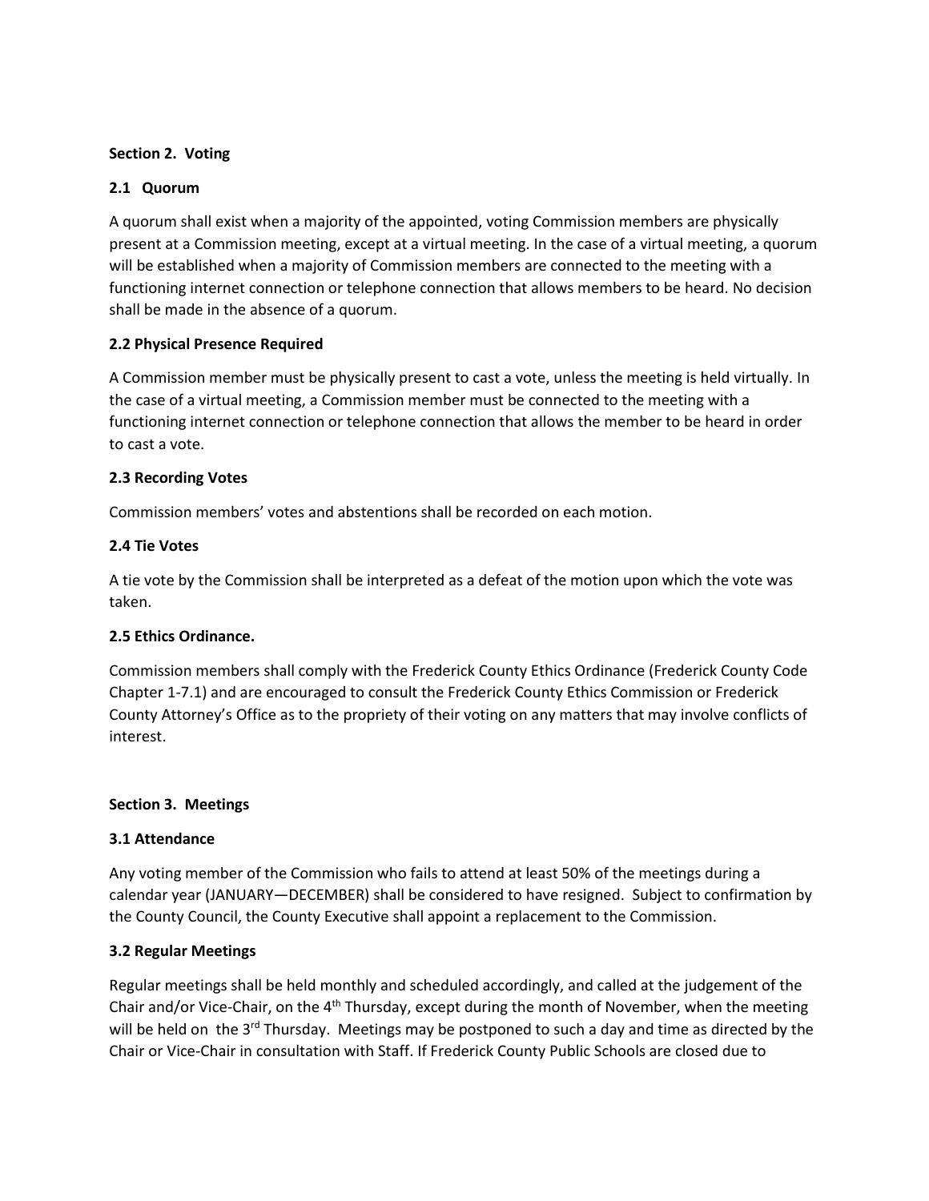**Section 2. Voting**

**2.1 Quorum**

A quorum shall exist when a majority of the appointed, voting Commission members are physically present at a Commission meeting, except at a virtual meeting. In the case of a virtual meeting, a quorum will be established when a majority of Commission members are connected to the meeting with a functioning internet connection or telephone connection that allows members to be heard. No decision shall be made in the absence of a quorum.

**2.2 Physical Presence Required**

A Commission member must be physically present to cast a vote, unless the meeting is held virtually. In the case of a virtual meeting, a Commission member must be connected to the meeting with a functioning internet connection or telephone connection that allows the member to be heard in order to cast a vote.

**2.3 Recording Votes**

Commission members' votes and abstentions shall be recorded on each motion.

**2.4 Tie Votes**

A tie vote by the Commission shall be interpreted as a defeat of the motion upon which the vote was taken.

**2.5 Ethics Ordinance.**

Commission members shall comply with the Frederick County Ethics Ordinance (Frederick County Code Chapter 1-7.1) and are encouraged to consult the Frederick County Ethics Commission or Frederick County Attorney's Office as to the propriety of their voting on any matters that may involve conflicts of interest.

**Section 3. Meetings**

**3.1 Attendance**

Any voting member of the Commission who fails to attend at least 50% of the meetings during a calendar year (JANUARY—DECEMBER) shall be considered to have resigned. Subject to confirmation by the County Council, the County Executive shall appoint a replacement to the Commission.

**3.2 Regular Meetings**

Regular meetings shall be held monthly and scheduled accordingly, and called at the judgement of the Chair and/or Vice-Chair, on the 4th Thursday, except during the month of November, when the meeting will be held on the 3rd Thursday. Meetings may be postponed to such a day and time as directed by the Chair or Vice-Chair in consultation with Staff. If Frederick County Public Schools are closed due to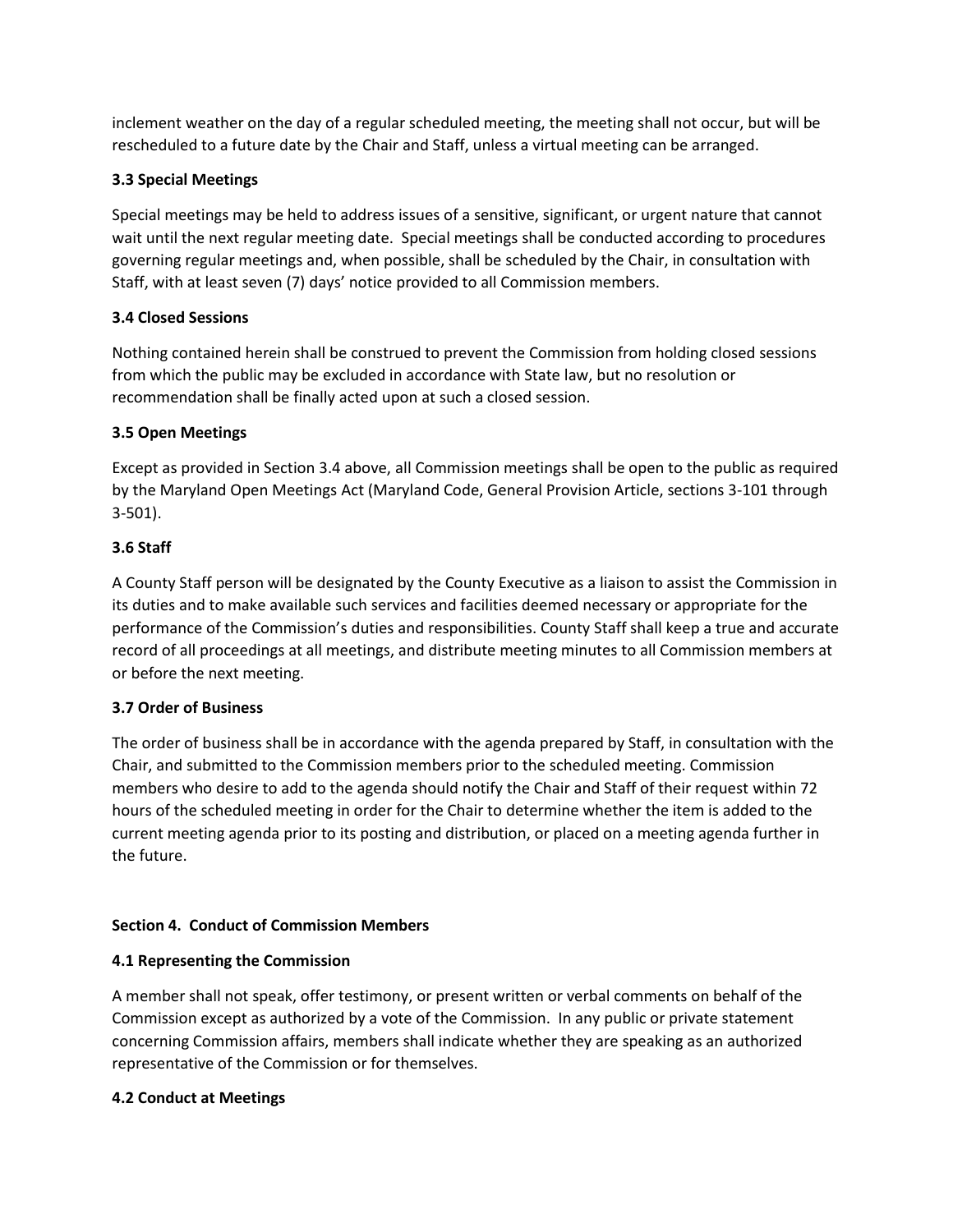inclement weather on the day of a regular scheduled meeting, the meeting shall not occur, but will be rescheduled to a future date by the Chair and Staff, unless a virtual meeting can be arranged.

**3.3 Special Meetings**

Special meetings may be held to address issues of a sensitive, significant, or urgent nature that cannot wait until the next regular meeting date. Special meetings shall be conducted according to procedures governing regular meetings and, when possible, shall be scheduled by the Chair, in consultation with Staff, with at least seven (7) days' notice provided to all Commission members.

**3.4 Closed Sessions**

Nothing contained herein shall be construed to prevent the Commission from holding closed sessions from which the public may be excluded in accordance with State law, but no resolution or recommendation shall be finally acted upon at such a closed session.

**3.5 Open Meetings**

Except as provided in Section 3.4 above, all Commission meetings shall be open to the public as required by the Maryland Open Meetings Act (Maryland Code, General Provision Article, sections 3-101 through 3-501).

**3.6 Staff**

A County Staff person will be designated by the County Executive as a liaison to assist the Commission in its duties and to make available such services and facilities deemed necessary or appropriate for the performance of the Commission's duties and responsibilities. County Staff shall keep a true and accurate record of all proceedings at all meetings, and distribute meeting minutes to all Commission members at or before the next meeting.

**3.7 Order of Business**

The order of business shall be in accordance with the agenda prepared by Staff, in consultation with the Chair, and submitted to the Commission members prior to the scheduled meeting. Commission members who desire to add to the agenda should notify the Chair and Staff of their request within 72 hours of the scheduled meeting in order for the Chair to determine whether the item is added to the current meeting agenda prior to its posting and distribution, or placed on a meeting agenda further in the future.

**Section 4. Conduct of Commission Members**

**4.1 Representing the Commission**

A member shall not speak, offer testimony, or present written or verbal comments on behalf of the Commission except as authorized by a vote of the Commission. In any public or private statement concerning Commission affairs, members shall indicate whether they are speaking as an authorized representative of the Commission or for themselves.

**4.2 Conduct at Meetings**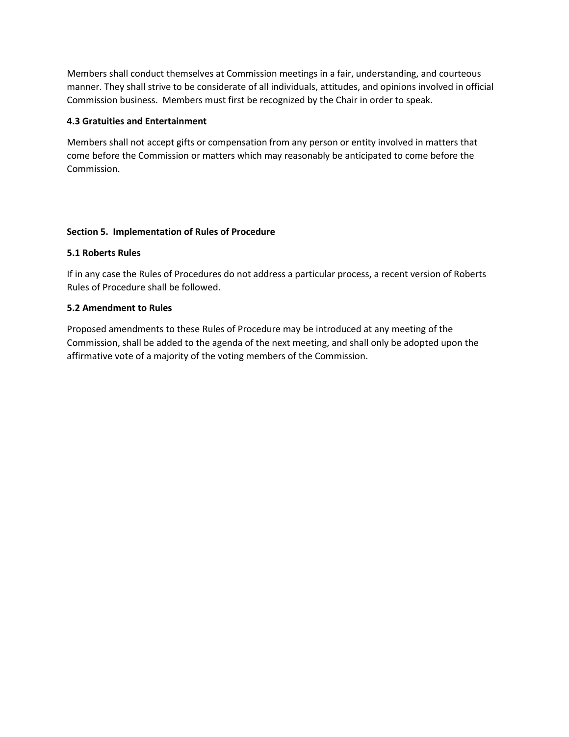Members shall conduct themselves at Commission meetings in a fair, understanding, and courteous manner. They shall strive to be considerate of all individuals, attitudes, and opinions involved in official Commission business. Members must first be recognized by the Chair in order to speak.

**4.3 Gratuities and Entertainment**

Members shall not accept gifts or compensation from any person or entity involved in matters that come before the Commission or matters which may reasonably be anticipated to come before the Commission.

## Section 5. Implementation of Rules of Procedure

**5.1 Roberts Rules**

If in any case the Rules of Procedures do not address a particular process, a recent version of Roberts Rules of Procedure shall be followed.

**5.2 Amendment to Rules**

Proposed amendments to these Rules of Procedure may be introduced at any meeting of the Commission, shall be added to the agenda of the next meeting, and shall only be adopted upon the affirmative vote of a majority of the voting members of the Commission.